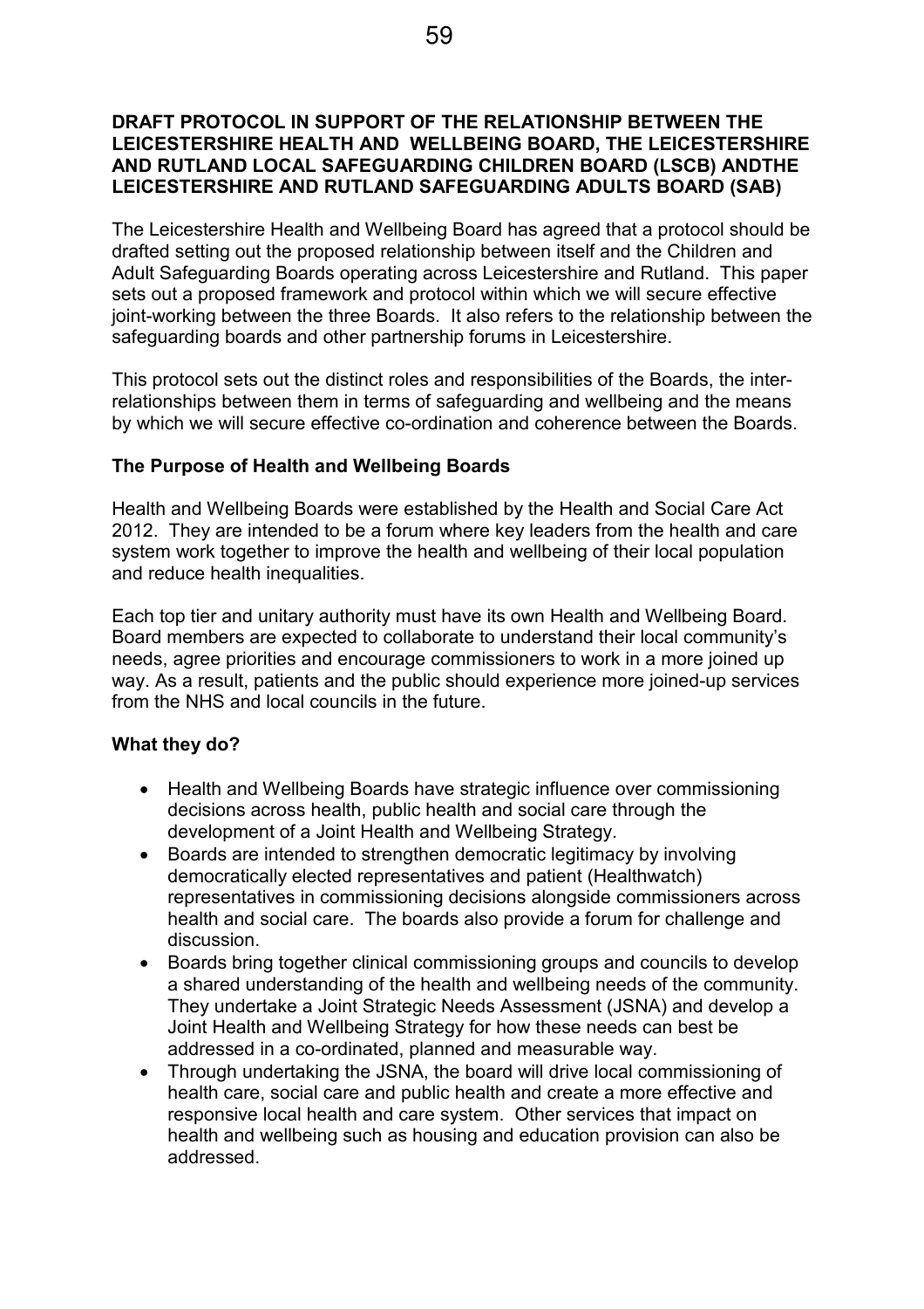**DRAFT PROTOCOL IN SUPPORT OF THE RELATIONSHIP BETWEEN THE LEICESTERSHIRE HEALTH AND WELLBEING BOARD, THE LEICESTERSHIRE AND RUTLAND LOCAL SAFEGUARDING CHILDREN BOARD (LSCB) ANDTHE LEICESTERSHIRE AND RUTLAND SAFEGUARDING ADULTS BOARD (SAB)**

The Leicestershire Health and Wellbeing Board has agreed that a protocol should be drafted setting out the proposed relationship between itself and the Children and Adult Safeguarding Boards operating across Leicestershire and Rutland. This paper sets out a proposed framework and protocol within which we will secure effective joint-working between the three Boards. It also refers to the relationship between the safeguarding boards and other partnership forums in Leicestershire.

This protocol sets out the distinct roles and responsibilities of the Boards, the inter-relationships between them in terms of safeguarding and wellbeing and the means by which we will secure effective co-ordination and coherence between the Boards.

**The Purpose of Health and Wellbeing Boards**

Health and Wellbeing Boards were established by the Health and Social Care Act 2012. They are intended to be a forum where key leaders from the health and care system work together to improve the health and wellbeing of their local population and reduce health inequalities.

Each top tier and unitary authority must have its own Health and Wellbeing Board. Board members are expected to collaborate to understand their local community's needs, agree priorities and encourage commissioners to work in a more joined up way. As a result, patients and the public should experience more joined-up services from the NHS and local councils in the future.

**What they do?**

- Health and Wellbeing Boards have strategic influence over commissioning decisions across health, public health and social care through the development of a Joint Health and Wellbeing Strategy.
- Boards are intended to strengthen democratic legitimacy by involving democratically elected representatives and patient (Healthwatch) representatives in commissioning decisions alongside commissioners across health and social care. The boards also provide a forum for challenge and discussion.
- Boards bring together clinical commissioning groups and councils to develop a shared understanding of the health and wellbeing needs of the community. They undertake a Joint Strategic Needs Assessment (JSNA) and develop a Joint Health and Wellbeing Strategy for how these needs can best be addressed in a co-ordinated, planned and measurable way.
- Through undertaking the JSNA, the board will drive local commissioning of health care, social care and public health and create a more effective and responsive local health and care system. Other services that impact on health and wellbeing such as housing and education provision can also be addressed.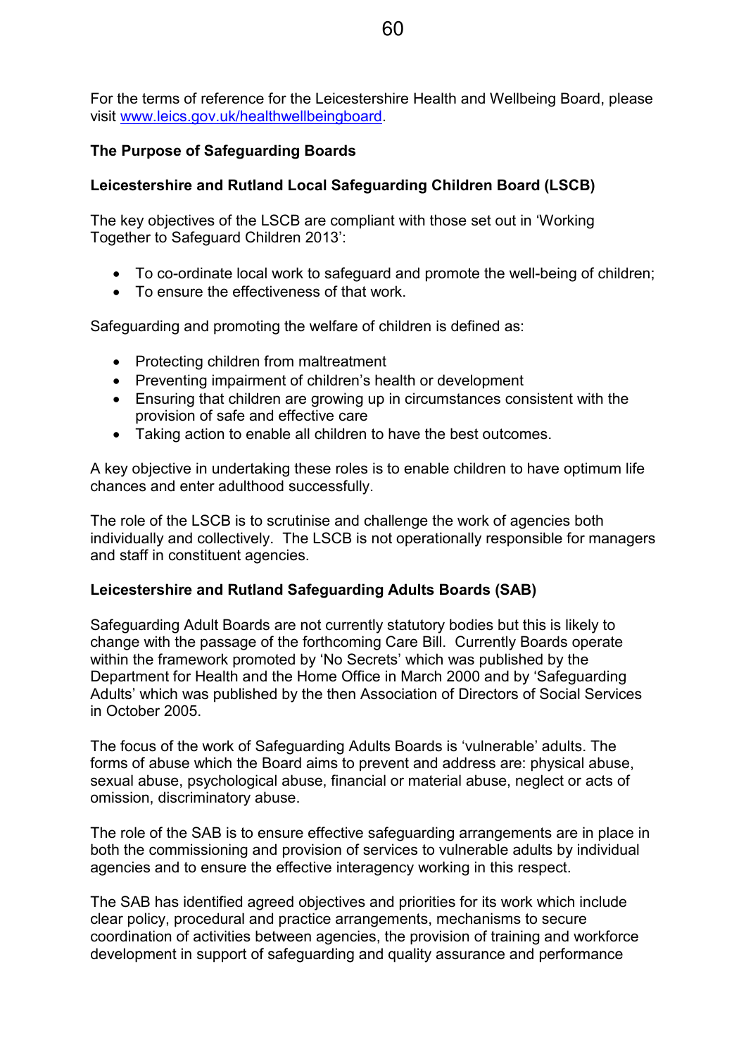For the terms of reference for the Leicestershire Health and Wellbeing Board, please visit [www.leics.gov.uk/healthwellbeingboard](www.leics.gov.uk/healthwellbeingboard).

**The Purpose of Safeguarding Boards**

**Leicestershire and Rutland Local Safeguarding Children Board (LSCB)**

The key objectives of the LSCB are compliant with those set out in 'Working Together to Safeguard Children 2013':

- To co-ordinate local work to safeguard and promote the well-being of children;
- To ensure the effectiveness of that work.

Safeguarding and promoting the welfare of children is defined as:

- Protecting children from maltreatment
- Preventing impairment of children's health or development
- Ensuring that children are growing up in circumstances consistent with the provision of safe and effective care
- Taking action to enable all children to have the best outcomes.

A key objective in undertaking these roles is to enable children to have optimum life chances and enter adulthood successfully.

The role of the LSCB is to scrutinise and challenge the work of agencies both individually and collectively. The LSCB is not operationally responsible for managers and staff in constituent agencies.

**Leicestershire and Rutland Safeguarding Adults Boards (SAB)**

Safeguarding Adult Boards are not currently statutory bodies but this is likely to change with the passage of the forthcoming Care Bill. Currently Boards operate within the framework promoted by 'No Secrets' which was published by the Department for Health and the Home Office in March 2000 and by 'Safeguarding Adults' which was published by the then Association of Directors of Social Services in October 2005.

The focus of the work of Safeguarding Adults Boards is 'vulnerable' adults. The forms of abuse which the Board aims to prevent and address are: physical abuse, sexual abuse, psychological abuse, financial or material abuse, neglect or acts of omission, discriminatory abuse.

The role of the SAB is to ensure effective safeguarding arrangements are in place in both the commissioning and provision of services to vulnerable adults by individual agencies and to ensure the effective interagency working in this respect.

The SAB has identified agreed objectives and priorities for its work which include clear policy, procedural and practice arrangements, mechanisms to secure coordination of activities between agencies, the provision of training and workforce development in support of safeguarding and quality assurance and performance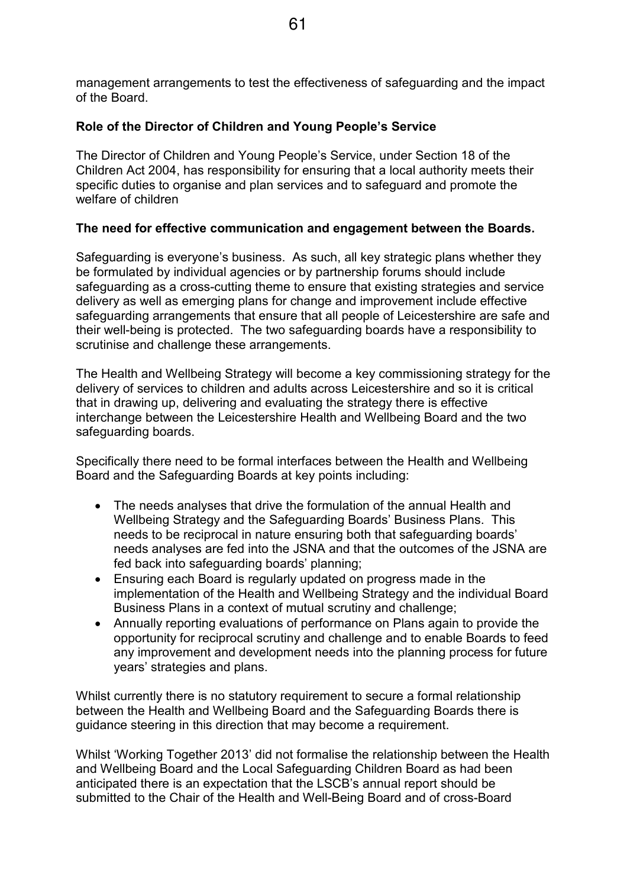management arrangements to test the effectiveness of safeguarding and the impact of the Board.

**Role of the Director of Children and Young People's Service**

The Director of Children and Young People's Service, under Section 18 of the Children Act 2004, has responsibility for ensuring that a local authority meets their specific duties to organise and plan services and to safeguard and promote the welfare of children

**The need for effective communication and engagement between the Boards.**

Safeguarding is everyone's business. As such, all key strategic plans whether they be formulated by individual agencies or by partnership forums should include safeguarding as a cross-cutting theme to ensure that existing strategies and service delivery as well as emerging plans for change and improvement include effective safeguarding arrangements that ensure that all people of Leicestershire are safe and their well-being is protected. The two safeguarding boards have a responsibility to scrutinise and challenge these arrangements.

The Health and Wellbeing Strategy will become a key commissioning strategy for the delivery of services to children and adults across Leicestershire and so it is critical that in drawing up, delivering and evaluating the strategy there is effective interchange between the Leicestershire Health and Wellbeing Board and the two safeguarding boards.

Specifically there need to be formal interfaces between the Health and Wellbeing Board and the Safeguarding Boards at key points including:

- The needs analyses that drive the formulation of the annual Health and Wellbeing Strategy and the Safeguarding Boards' Business Plans. This needs to be reciprocal in nature ensuring both that safeguarding boards' needs analyses are fed into the JSNA and that the outcomes of the JSNA are fed back into safeguarding boards' planning;
- Ensuring each Board is regularly updated on progress made in the implementation of the Health and Wellbeing Strategy and the individual Board Business Plans in a context of mutual scrutiny and challenge;
- Annually reporting evaluations of performance on Plans again to provide the opportunity for reciprocal scrutiny and challenge and to enable Boards to feed any improvement and development needs into the planning process for future years' strategies and plans.

Whilst currently there is no statutory requirement to secure a formal relationship between the Health and Wellbeing Board and the Safeguarding Boards there is guidance steering in this direction that may become a requirement.

Whilst 'Working Together 2013' did not formalise the relationship between the Health and Wellbeing Board and the Local Safeguarding Children Board as had been anticipated there is an expectation that the LSCB's annual report should be submitted to the Chair of the Health and Well-Being Board and of cross-Board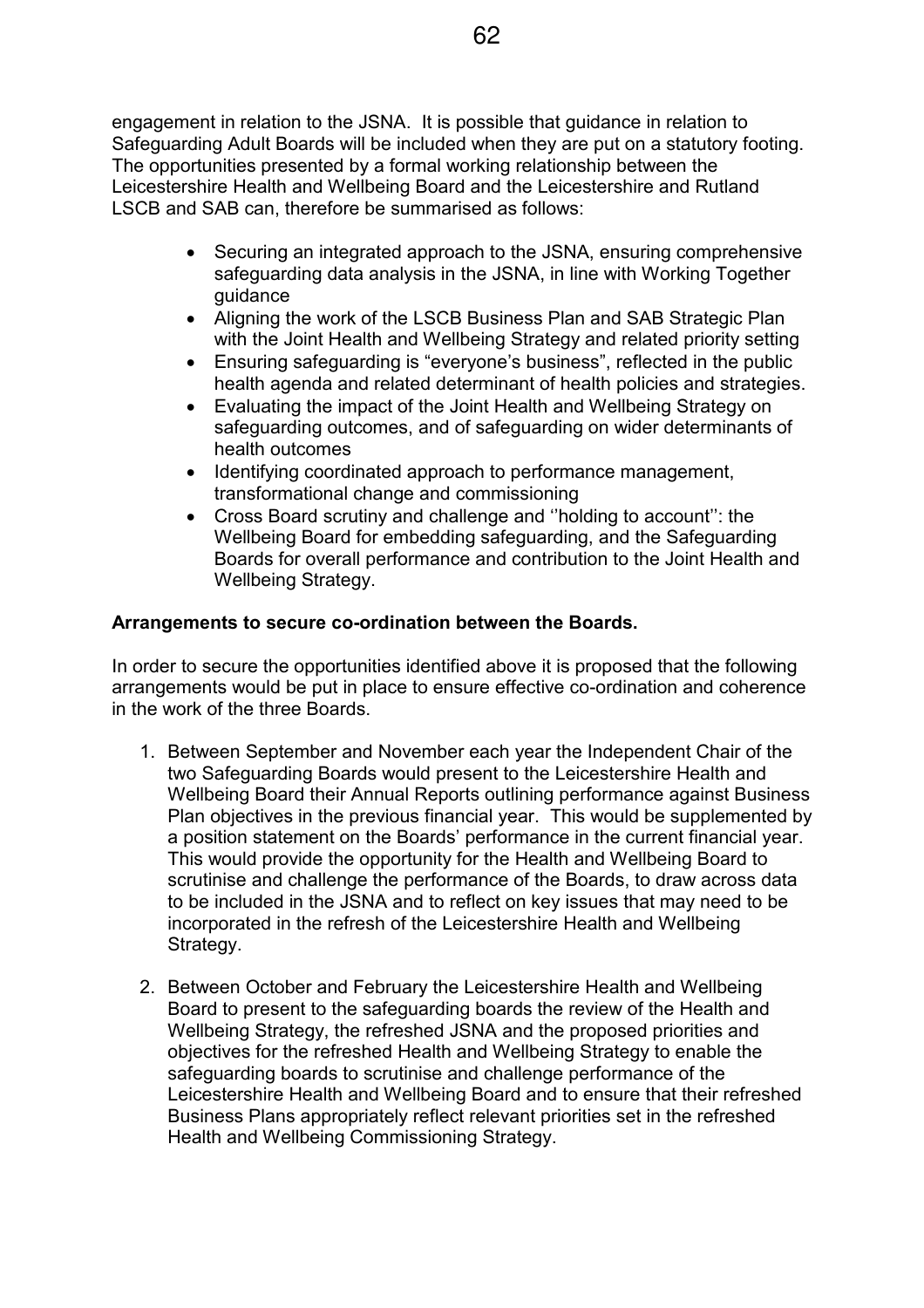engagement in relation to the JSNA. It is possible that guidance in relation to Safeguarding Adult Boards will be included when they are put on a statutory footing. The opportunities presented by a formal working relationship between the Leicestershire Health and Wellbeing Board and the Leicestershire and Rutland LSCB and SAB can, therefore be summarised as follows:

- Securing an integrated approach to the JSNA, ensuring comprehensive safeguarding data analysis in the JSNA, in line with Working Together guidance
- Aligning the work of the LSCB Business Plan and SAB Strategic Plan with the Joint Health and Wellbeing Strategy and related priority setting
- Ensuring safeguarding is "everyone's business", reflected in the public health agenda and related determinant of health policies and strategies.
- Evaluating the impact of the Joint Health and Wellbeing Strategy on safeguarding outcomes, and of safeguarding on wider determinants of health outcomes
- Identifying coordinated approach to performance management, transformational change and commissioning
- Cross Board scrutiny and challenge and ''holding to account'': the Wellbeing Board for embedding safeguarding, and the Safeguarding Boards for overall performance and contribution to the Joint Health and Wellbeing Strategy.

**Arrangements to secure co-ordination between the Boards.**

In order to secure the opportunities identified above it is proposed that the following arrangements would be put in place to ensure effective co-ordination and coherence in the work of the three Boards.

1. Between September and November each year the Independent Chair of the two Safeguarding Boards would present to the Leicestershire Health and Wellbeing Board their Annual Reports outlining performance against Business Plan objectives in the previous financial year. This would be supplemented by a position statement on the Boards' performance in the current financial year. This would provide the opportunity for the Health and Wellbeing Board to scrutinise and challenge the performance of the Boards, to draw across data to be included in the JSNA and to reflect on key issues that may need to be incorporated in the refresh of the Leicestershire Health and Wellbeing Strategy.

2. Between October and February the Leicestershire Health and Wellbeing Board to present to the safeguarding boards the review of the Health and Wellbeing Strategy, the refreshed JSNA and the proposed priorities and objectives for the refreshed Health and Wellbeing Strategy to enable the safeguarding boards to scrutinise and challenge performance of the Leicestershire Health and Wellbeing Board and to ensure that their refreshed Business Plans appropriately reflect relevant priorities set in the refreshed Health and Wellbeing Commissioning Strategy.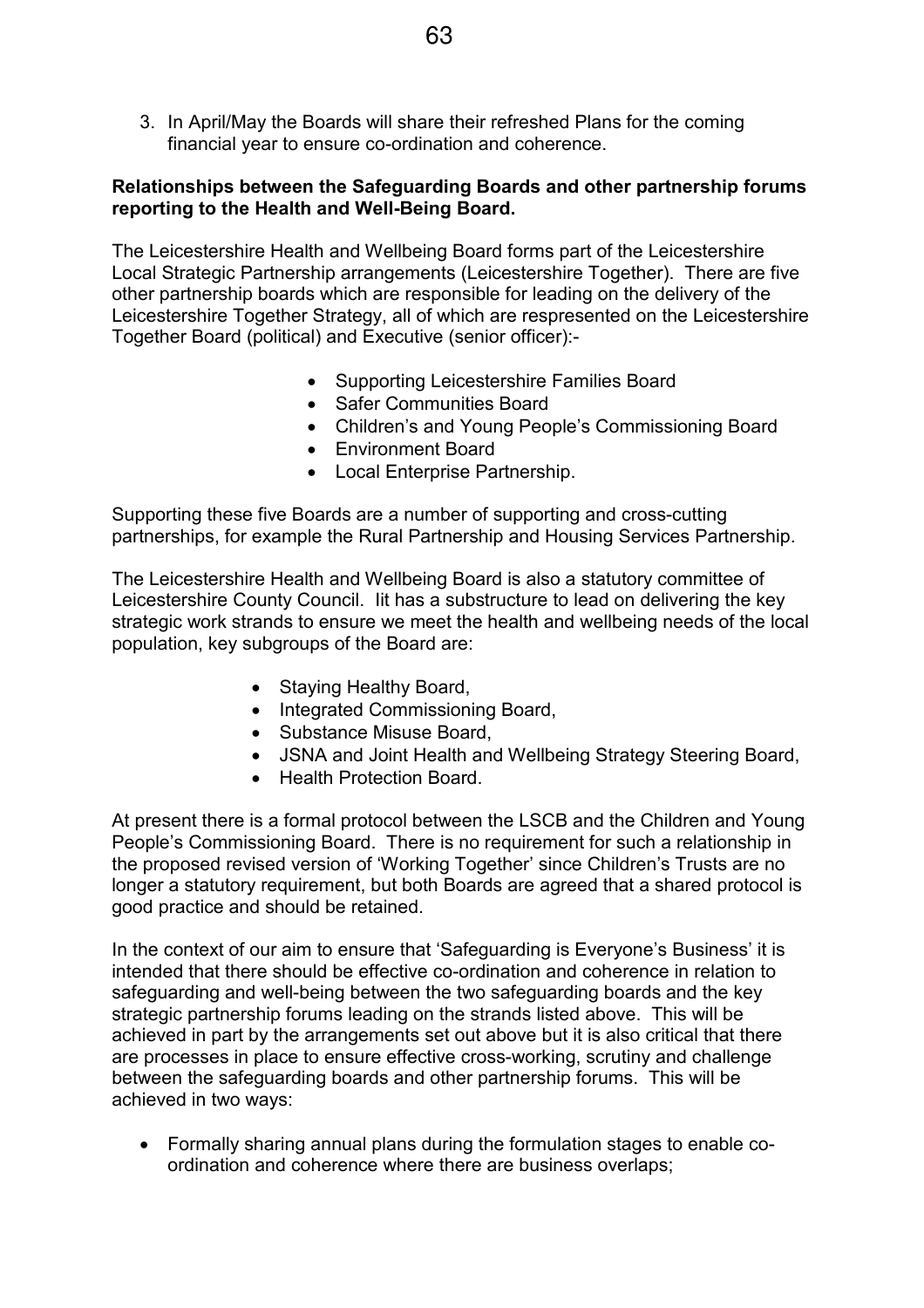3. In April/May the Boards will share their refreshed Plans for the coming financial year to ensure co-ordination and coherence.

**Relationships between the Safeguarding Boards and other partnership forums reporting to the Health and Well-Being Board.**

The Leicestershire Health and Wellbeing Board forms part of the Leicestershire Local Strategic Partnership arrangements (Leicestershire Together). There are five other partnership boards which are responsible for leading on the delivery of the Leicestershire Together Strategy, all of which are respresented on the Leicestershire Together Board (political) and Executive (senior officer):-

- Supporting Leicestershire Families Board
- Safer Communities Board
- Children's and Young People's Commissioning Board
- Environment Board
- Local Enterprise Partnership.

Supporting these five Boards are a number of supporting and cross-cutting partnerships, for example the Rural Partnership and Housing Services Partnership.

The Leicestershire Health and Wellbeing Board is also a statutory committee of Leicestershire County Council. Iit has a substructure to lead on delivering the key strategic work strands to ensure we meet the health and wellbeing needs of the local population, key subgroups of the Board are:

- Staying Healthy Board,
- Integrated Commissioning Board,
- Substance Misuse Board,
- JSNA and Joint Health and Wellbeing Strategy Steering Board,
- Health Protection Board.

At present there is a formal protocol between the LSCB and the Children and Young People's Commissioning Board. There is no requirement for such a relationship in the proposed revised version of 'Working Together' since Children's Trusts are no longer a statutory requirement, but both Boards are agreed that a shared protocol is good practice and should be retained.

In the context of our aim to ensure that 'Safeguarding is Everyone's Business' it is intended that there should be effective co-ordination and coherence in relation to safeguarding and well-being between the two safeguarding boards and the key strategic partnership forums leading on the strands listed above. This will be achieved in part by the arrangements set out above but it is also critical that there are processes in place to ensure effective cross-working, scrutiny and challenge between the safeguarding boards and other partnership forums. This will be achieved in two ways:

- Formally sharing annual plans during the formulation stages to enable co-ordination and coherence where there are business overlaps;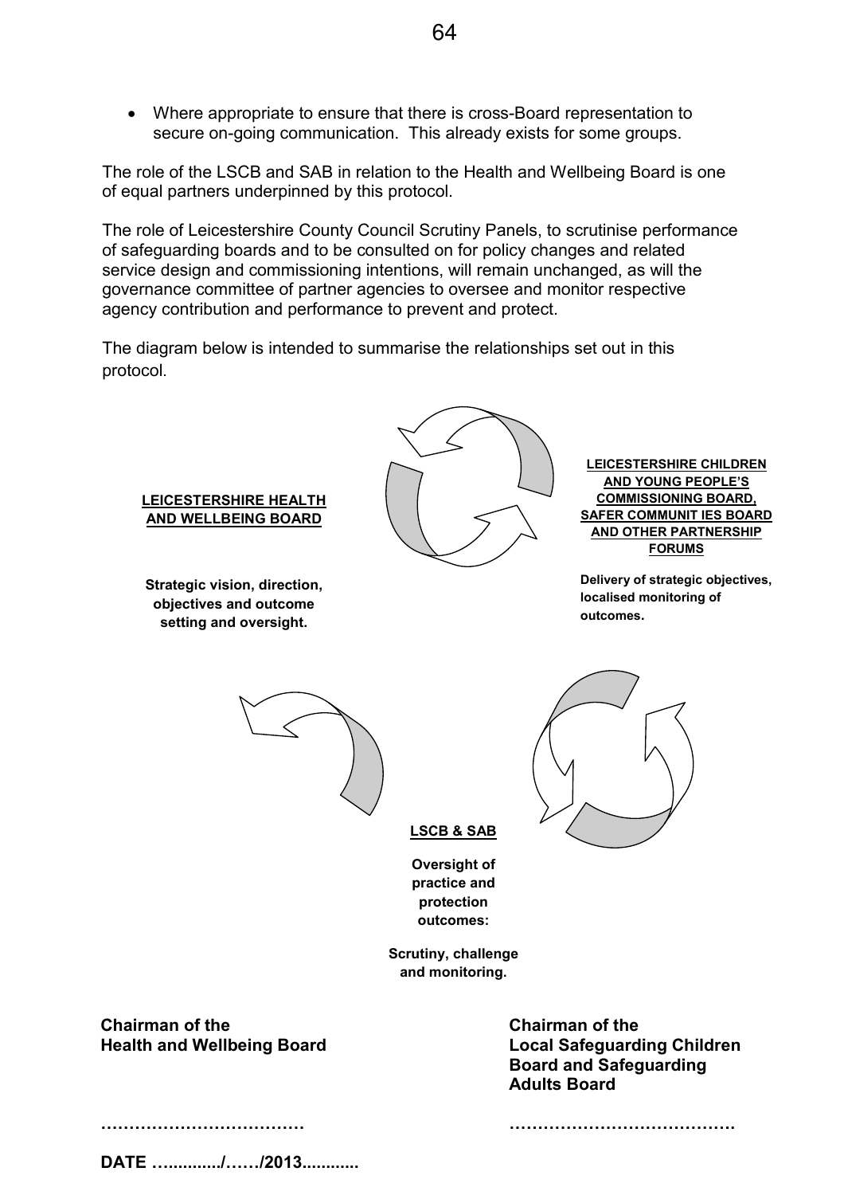- Where appropriate to ensure that there is cross-Board representation to secure on-going communication. This already exists for some groups.

The role of the LSCB and SAB in relation to the Health and Wellbeing Board is one of equal partners underpinned by this protocol.

The role of Leicestershire County Council Scrutiny Panels, to scrutinise performance of safeguarding boards and to be consulted on for policy changes and related service design and commissioning intentions, will remain unchanged, as will the governance committee of partner agencies to oversee and monitor respective agency contribution and performance to prevent and protect.

The diagram below is intended to summarise the relationships set out in this protocol.

**LEICESTERSHIRE HEALTH AND WELLBEING BOARD**

**Strategic vision, direction, objectives and outcome setting and oversight.**

**LEICESTERSHIRE CHILDREN AND YOUNG PEOPLE'S COMMISSIONING BOARD, SAFER COMMUNIT IES BOARD AND OTHER PARTNERSHIP FORUMS**

**Delivery of strategic objectives, localised monitoring of outcomes.**

**LSCB & SAB**

**Oversight of practice and protection outcomes:**

**Scrutiny, challenge and monitoring.**

**Chairman of the Health and Wellbeing Board**

**………………………………**

**Chairman of the Local Safeguarding Children Board and Safeguarding Adults Board**

**………………………………….**

**DATE …........../……/2013............**